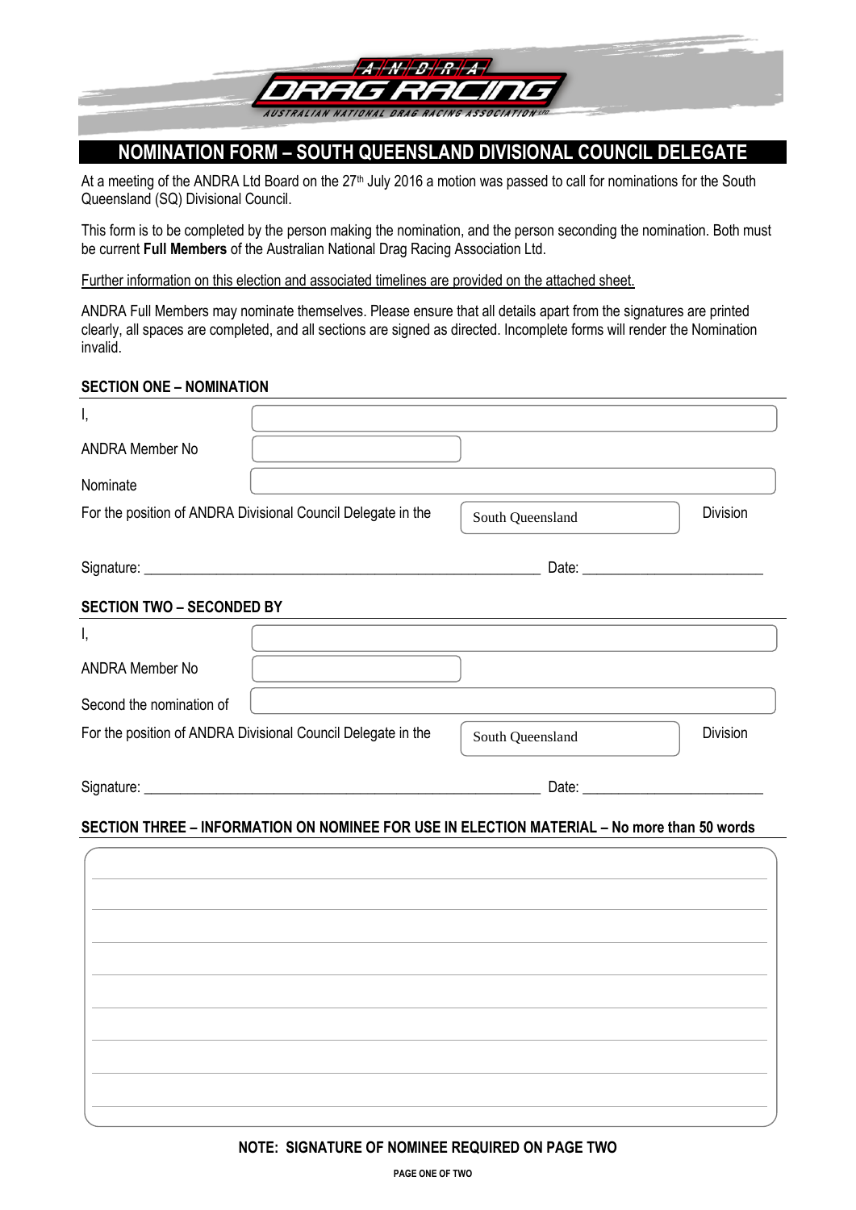ANDRA DRAG RACING
AUSTRALIAN NATIONAL DRAG RACING ASSOCIATION LTD

# NOMINATION FORM – SOUTH QUEENSLAND DIVISIONAL COUNCIL DELEGATE

At a meeting of the ANDRA Ltd Board on the 27th July 2016 a motion was passed to call for nominations for the South Queensland (SQ) Divisional Council.

This form is to be completed by the person making the nomination, and the person seconding the nomination. Both must be current **Full Members** of the Australian National Drag Racing Association Ltd.

Further information on this election and associated timelines are provided on the attached sheet.

ANDRA Full Members may nominate themselves. Please ensure that all details apart from the signatures are printed clearly, all spaces are completed, and all sections are signed as directed. Incomplete forms will render the Nomination invalid.

## SECTION ONE – NOMINATION

I, ______________________________

ANDRA Member No ______________

Nominate ______________________________

For the position of ANDRA Divisional Council Delegate in the South Queensland Division

Signature: ______________________________ Date: ______________

## SECTION TWO – SECONDED BY

I, ______________________________

ANDRA Member No ______________

Second the nomination of ______________________________

For the position of ANDRA Divisional Council Delegate in the South Queensland Division

Signature: ______________________________ Date: ______________

## SECTION THREE – INFORMATION ON NOMINEE FOR USE IN ELECTION MATERIAL – No more than 50 words

______________________________________________________________

______________________________________________________________

______________________________________________________________

______________________________________________________________

______________________________________________________________

______________________________________________________________

______________________________________________________________

______________________________________________________________

**NOTE: SIGNATURE OF NOMINEE REQUIRED ON PAGE TWO**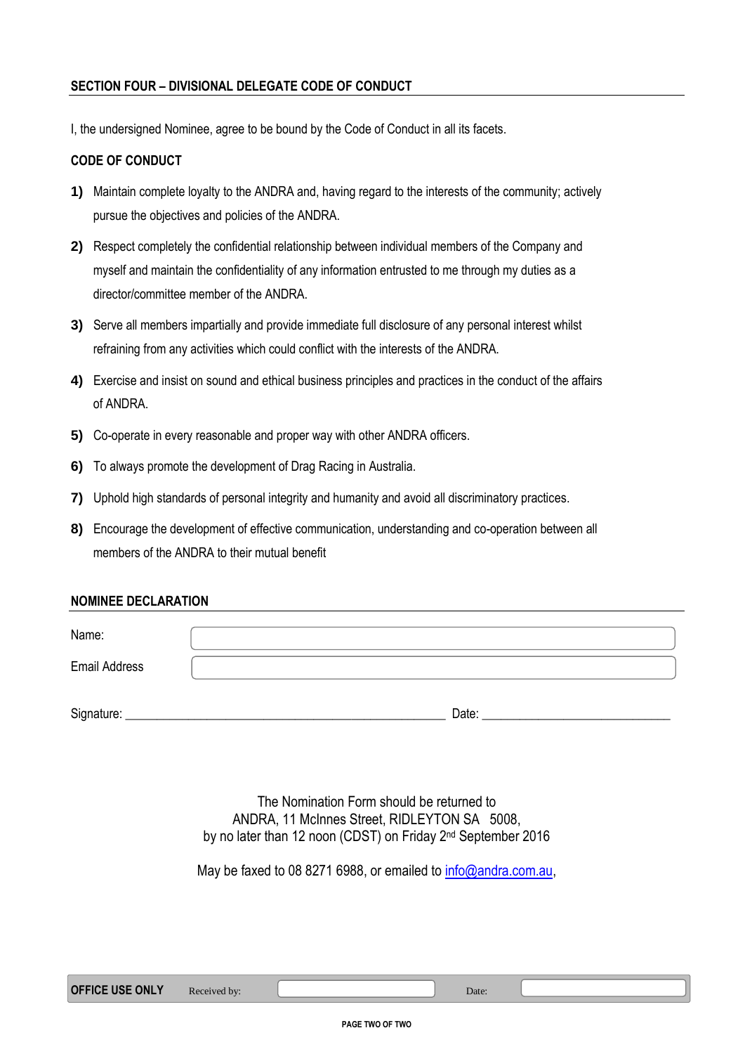## SECTION FOUR – DIVISIONAL DELEGATE CODE OF CONDUCT

I, the undersigned Nominee, agree to be bound by the Code of Conduct in all its facets.

### CODE OF CONDUCT

1) Maintain complete loyalty to the ANDRA and, having regard to the interests of the community; actively pursue the objectives and policies of the ANDRA.
2) Respect completely the confidential relationship between individual members of the Company and myself and maintain the confidentiality of any information entrusted to me through my duties as a director/committee member of the ANDRA.
3) Serve all members impartially and provide immediate full disclosure of any personal interest whilst refraining from any activities which could conflict with the interests of the ANDRA.
4) Exercise and insist on sound and ethical business principles and practices in the conduct of the affairs of ANDRA.
5) Co-operate in every reasonable and proper way with other ANDRA officers.
6) To always promote the development of Drag Racing in Australia.
7) Uphold high standards of personal integrity and humanity and avoid all discriminatory practices.
8) Encourage the development of effective communication, understanding and co-operation between all members of the ANDRA to their mutual benefit

### NOMINEE DECLARATION

Name:

Email Address

Signature: \_\_\_\_\_\_\_\_\_\_\_\_\_\_\_\_\_\_\_\_\_\_\_\_\_\_\_\_\_\_\_\_\_\_\_\_\_\_\_\_\_\_\_\_\_\_ Date: \_\_\_\_\_\_\_\_\_\_\_\_\_\_\_\_\_\_\_\_\_\_\_\_\_\_\_\_

The Nomination Form should be returned to
ANDRA, 11 McInnes Street, RIDLEYTON SA 5008,
by no later than 12 noon (CDST) on Friday 2nd September 2016

May be faxed to 08 8271 6988, or emailed to info@andra.com.au,

**OFFICE USE ONLY** Received by: Date: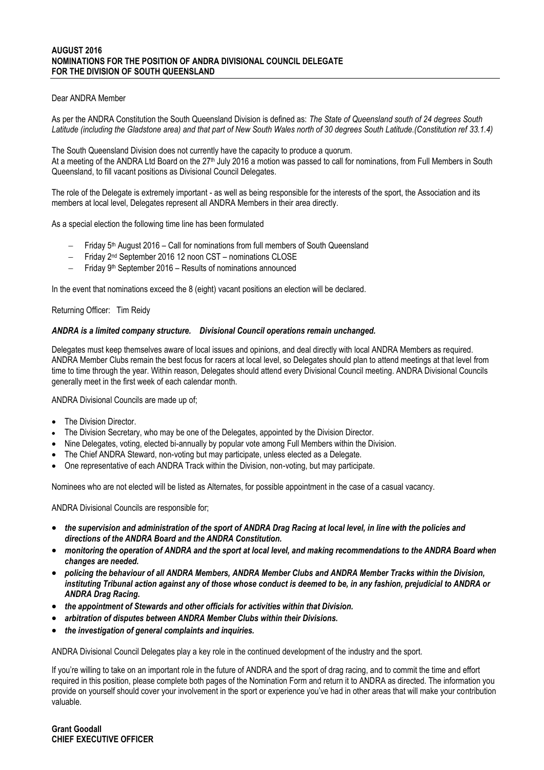**AUGUST 2016**
**NOMINATIONS FOR THE POSITION OF ANDRA DIVISIONAL COUNCIL DELEGATE**
**FOR THE DIVISION OF SOUTH QUEENSLAND**

Dear ANDRA Member

As per the ANDRA Constitution the South Queensland Division is defined as: *The State of Queensland south of 24 degrees South Latitude (including the Gladstone area) and that part of New South Wales north of 30 degrees South Latitude.(Constitution ref 33.1.4)*

The South Queensland Division does not currently have the capacity to produce a quorum.
At a meeting of the ANDRA Ltd Board on the 27th July 2016 a motion was passed to call for nominations, from Full Members in South Queensland, to fill vacant positions as Divisional Council Delegates.

The role of the Delegate is extremely important - as well as being responsible for the interests of the sport, the Association and its members at local level, Delegates represent all ANDRA Members in their area directly.

As a special election the following time line has been formulated

- Friday 5th August 2016 – Call for nominations from full members of South Queensland
- Friday 2nd September 2016 12 noon CST – nominations CLOSE
- Friday 9th September 2016 – Results of nominations announced

In the event that nominations exceed the 8 (eight) vacant positions an election will be declared.

Returning Officer: Tim Reidy

***ANDRA is a limited company structure. Divisional Council operations remain unchanged.***

Delegates must keep themselves aware of local issues and opinions, and deal directly with local ANDRA Members as required. ANDRA Member Clubs remain the best focus for racers at local level, so Delegates should plan to attend meetings at that level from time to time through the year. Within reason, Delegates should attend every Divisional Council meeting. ANDRA Divisional Councils generally meet in the first week of each calendar month.

ANDRA Divisional Councils are made up of;

- The Division Director.
- The Division Secretary, who may be one of the Delegates, appointed by the Division Director.
- Nine Delegates, voting, elected bi-annually by popular vote among Full Members within the Division.
- The Chief ANDRA Steward, non-voting but may participate, unless elected as a Delegate.
- One representative of each ANDRA Track within the Division, non-voting, but may participate.

Nominees who are not elected will be listed as Alternates, for possible appointment in the case of a casual vacancy.

ANDRA Divisional Councils are responsible for;

- ***the supervision and administration of the sport of ANDRA Drag Racing at local level, in line with the policies and directions of the ANDRA Board and the ANDRA Constitution.***
- ***monitoring the operation of ANDRA and the sport at local level, and making recommendations to the ANDRA Board when changes are needed.***
- ***policing the behaviour of all ANDRA Members, ANDRA Member Clubs and ANDRA Member Tracks within the Division, instituting Tribunal action against any of those whose conduct is deemed to be, in any fashion, prejudicial to ANDRA or ANDRA Drag Racing.***
- ***the appointment of Stewards and other officials for activities within that Division.***
- ***arbitration of disputes between ANDRA Member Clubs within their Divisions.***
- ***the investigation of general complaints and inquiries.***

ANDRA Divisional Council Delegates play a key role in the continued development of the industry and the sport.

If you're willing to take on an important role in the future of ANDRA and the sport of drag racing, and to commit the time and effort required in this position, please complete both pages of the Nomination Form and return it to ANDRA as directed. The information you provide on yourself should cover your involvement in the sport or experience you've had in other areas that will make your contribution valuable.

**Grant Goodall**
**CHIEF EXECUTIVE OFFICER**